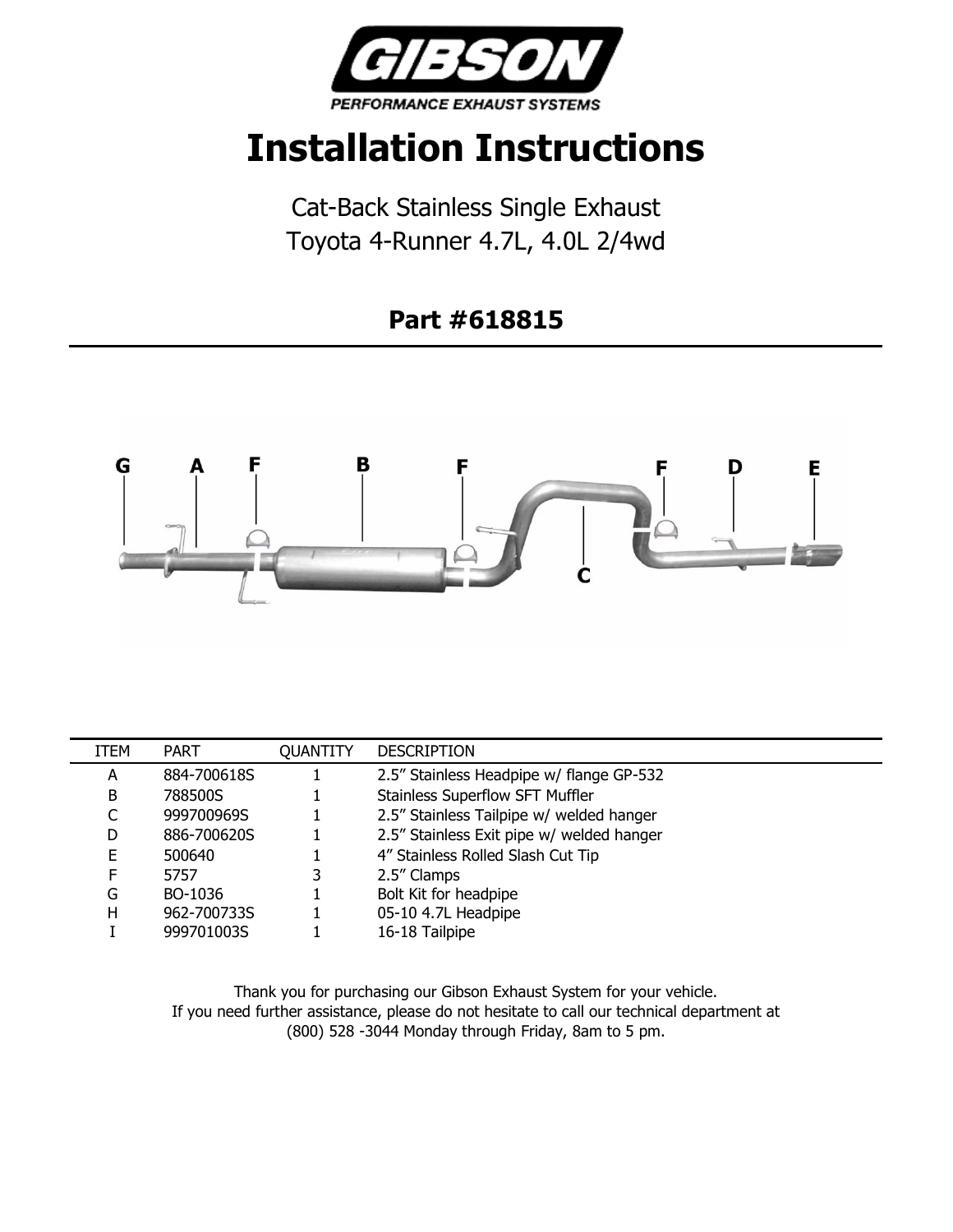# GIBSON

PERFORMANCE EXHAUST SYSTEMS

# Installation Instructions

Cat-Back Stainless Single Exhaust
Toyota 4-Runner 4.7L, 4.0L 2/4wd

## Part #618815

| ITEM | PART | QUANTITY | DESCRIPTION |
| --- | --- | --- | --- |
| A | 884-700618S | 1 | 2.5" Stainless Headpipe w/ flange GP-532 |
| B | 788500S | 1 | Stainless Superflow SFT Muffler |
| C | 999700969S | 1 | 2.5" Stainless Tailpipe w/ welded hanger |
| D | 886-700620S | 1 | 2.5" Stainless Exit pipe w/ welded hanger |
| E | 500640 | 1 | 4" Stainless Rolled Slash Cut Tip |
| F | 5757 | 3 | 2.5" Clamps |
| G | BO-1036 | 1 | Bolt Kit for headpipe |
| H | 962-700733S | 1 | 05-10 4.7L Headpipe |
| I | 999701003S | 1 | 16-18 Tailpipe |

Thank you for purchasing our Gibson Exhaust System for your vehicle.
If you need further assistance, please do not hesitate to call our technical department at (800) 528 -3044 Monday through Friday, 8am to 5 pm.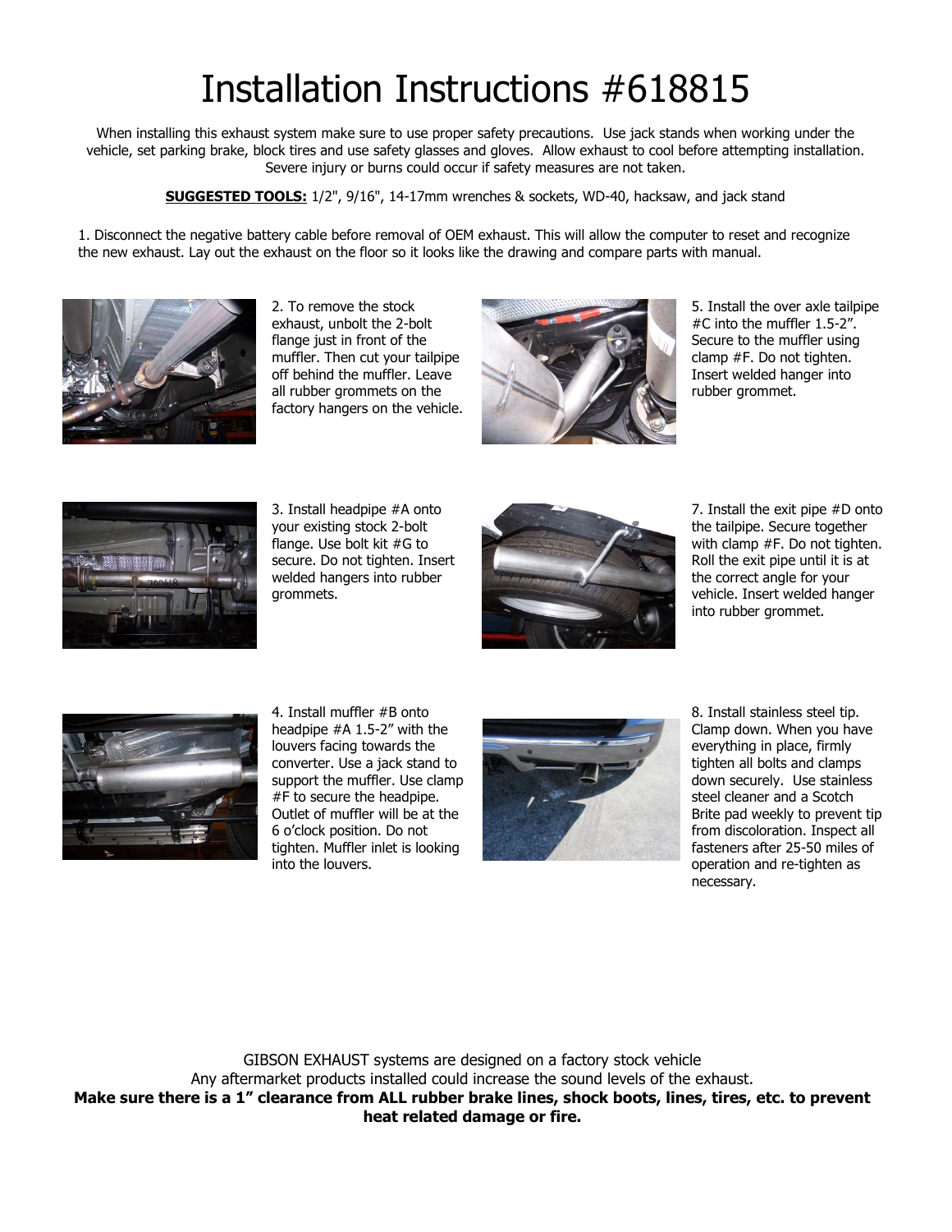# Installation Instructions #618815

When installing this exhaust system make sure to use proper safety precautions. Use jack stands when working under the vehicle, set parking brake, block tires and use safety glasses and gloves. Allow exhaust to cool before attempting installation. Severe injury or burns could occur if safety measures are not taken.

**SUGGESTED TOOLS:** 1/2", 9/16", 14-17mm wrenches & sockets, WD-40, hacksaw, and jack stand

1. Disconnect the negative battery cable before removal of OEM exhaust. This will allow the computer to reset and recognize the new exhaust. Lay out the exhaust on the floor so it looks like the drawing and compare parts with manual.

2. To remove the stock exhaust, unbolt the 2-bolt flange just in front of the muffler. Then cut your tailpipe off behind the muffler. Leave all rubber grommets on the factory hangers on the vehicle.

3. Install headpipe #A onto your existing stock 2-bolt flange. Use bolt kit #G to secure. Do not tighten. Insert welded hangers into rubber grommets.

4. Install muffler #B onto headpipe #A 1.5-2" with the louvers facing towards the converter. Use a jack stand to support the muffler. Use clamp #F to secure the headpipe. Outlet of muffler will be at the 6 o'clock position. Do not tighten. Muffler inlet is looking into the louvers.

5. Install the over axle tailpipe #C into the muffler 1.5-2". Secure to the muffler using clamp #F. Do not tighten. Insert welded hanger into rubber grommet.

7. Install the exit pipe #D onto the tailpipe. Secure together with clamp #F. Do not tighten. Roll the exit pipe until it is at the correct angle for your vehicle. Insert welded hanger into rubber grommet.

8. Install stainless steel tip. Clamp down. When you have everything in place, firmly tighten all bolts and clamps down securely. Use stainless steel cleaner and a Scotch Brite pad weekly to prevent tip from discoloration. Inspect all fasteners after 25-50 miles of operation and re-tighten as necessary.

GIBSON EXHAUST systems are designed on a factory stock vehicle
Any aftermarket products installed could increase the sound levels of the exhaust.

**Make sure there is a 1" clearance from ALL rubber brake lines, shock boots, lines, tires, etc. to prevent heat related damage or fire.**